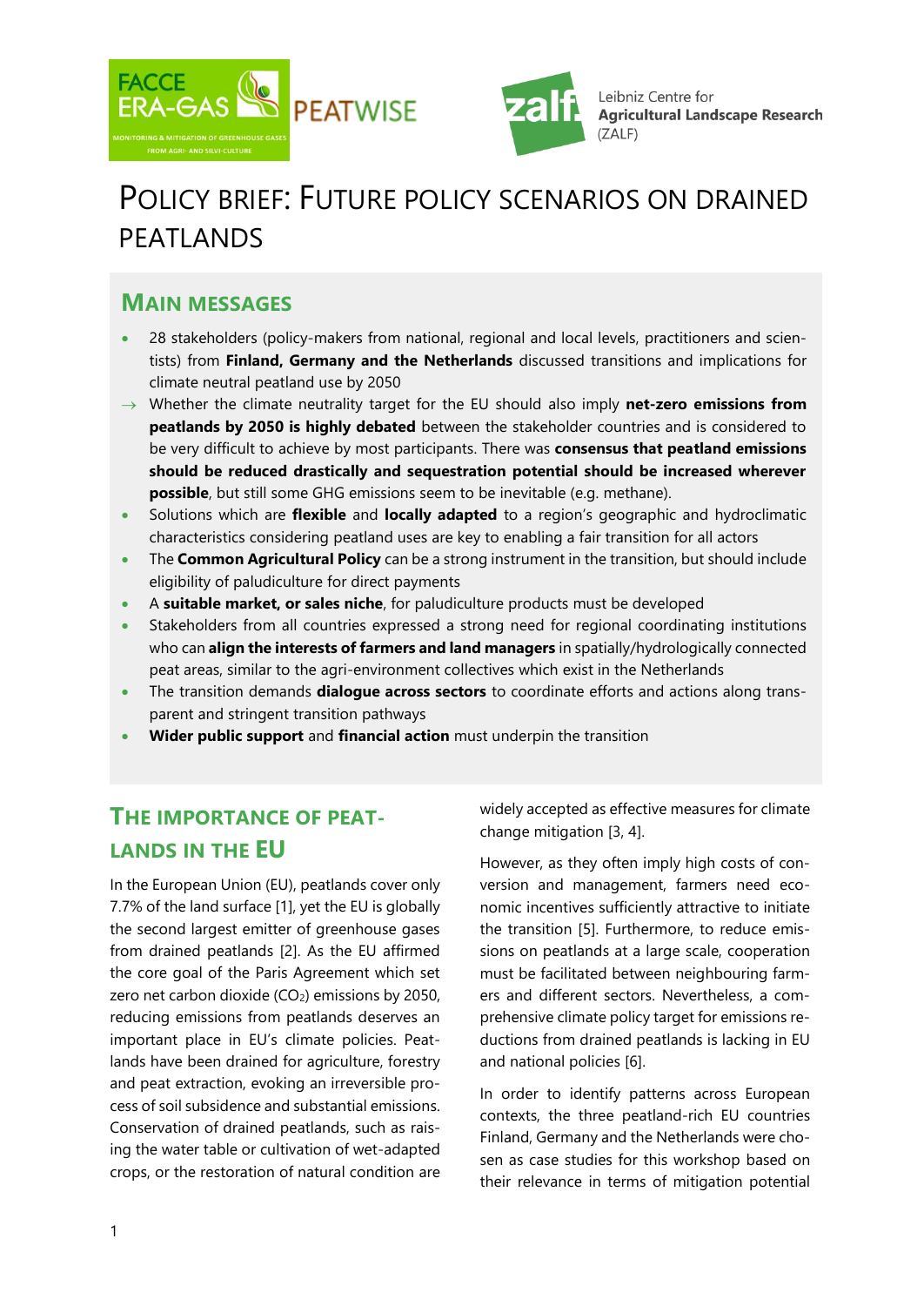# Policy Brief: Future Policy Scenarios on Drained Peatlands

## Main Messages

- 28 stakeholders (policy-makers from national, regional and local levels, practitioners and scientists) from **Finland, Germany and the Netherlands** discussed transitions and implications for climate neutral peatland use by 2050
- → Whether the climate neutrality target for the EU should also imply **net-zero emissions from peatlands by 2050 is highly debated** between the stakeholder countries and is considered to be very difficult to achieve by most participants. There was **consensus that peatland emissions should be reduced drastically and sequestration potential should be increased wherever possible**, but still some GHG emissions seem to be inevitable (e.g. methane).
- Solutions which are **flexible** and **locally adapted** to a region's geographic and hydroclimatic characteristics considering peatland uses are key to enabling a fair transition for all actors
- The **Common Agricultural Policy** can be a strong instrument in the transition, but should include eligibility of paludiculture for direct payments
- A **suitable market, or sales niche**, for paludiculture products must be developed
- Stakeholders from all countries expressed a strong need for regional coordinating institutions who can **align the interests of farmers and land managers** in spatially/hydrologically connected peat areas, similar to the agri-environment collectives which exist in the Netherlands
- The transition demands **dialogue across sectors** to coordinate efforts and actions along transparent and stringent transition pathways
- **Wider public support** and **financial action** must underpin the transition

## The Importance of Peatlands in the EU

In the European Union (EU), peatlands cover only 7.7% of the land surface [1], yet the EU is globally the second largest emitter of greenhouse gases from drained peatlands [2]. As the EU affirmed the core goal of the Paris Agreement which set zero net carbon dioxide ($CO_2$) emissions by 2050, reducing emissions from peatlands deserves an important place in EU's climate policies. Peatlands have been drained for agriculture, forestry and peat extraction, evoking an irreversible process of soil subsidence and substantial emissions. Conservation of drained peatlands, such as raising the water table or cultivation of wet-adapted crops, or the restoration of natural condition are widely accepted as effective measures for climate change mitigation [3, 4].

However, as they often imply high costs of conversion and management, farmers need economic incentives sufficiently attractive to initiate the transition [5]. Furthermore, to reduce emissions on peatlands at a large scale, cooperation must be facilitated between neighbouring farmers and different sectors. Nevertheless, a comprehensive climate policy target for emissions reductions from drained peatlands is lacking in EU and national policies [6].

In order to identify patterns across European contexts, the three peatland-rich EU countries Finland, Germany and the Netherlands were chosen as case studies for this workshop based on their relevance in terms of mitigation potential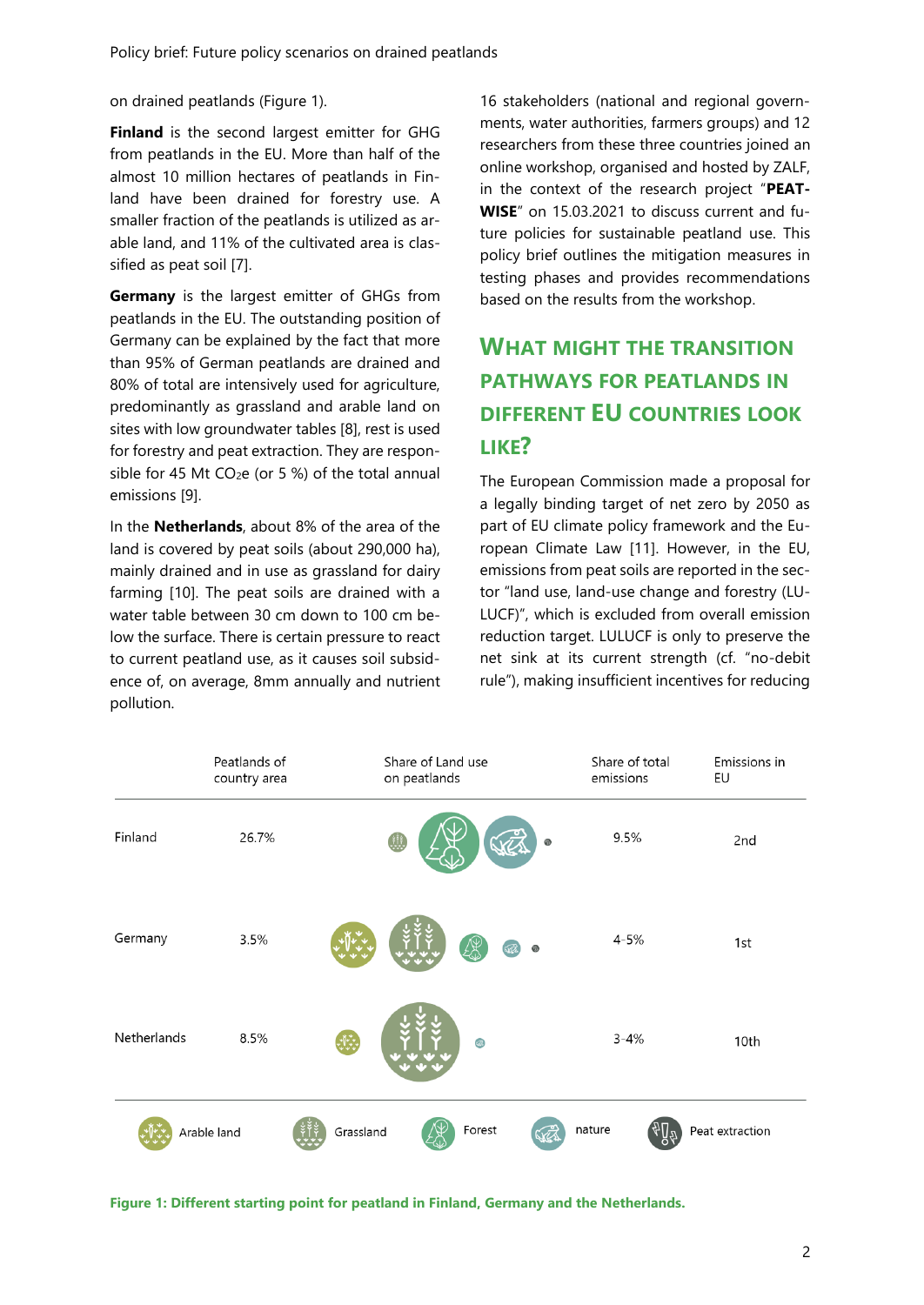on drained peatlands (Figure 1).

**Finland** is the second largest emitter for GHG from peatlands in the EU. More than half of the almost 10 million hectares of peatlands in Finland have been drained for forestry use. A smaller fraction of the peatlands is utilized as arable land, and 11% of the cultivated area is classified as peat soil [7].

**Germany** is the largest emitter of GHGs from peatlands in the EU. The outstanding position of Germany can be explained by the fact that more than 95% of German peatlands are drained and 80% of total are intensively used for agriculture, predominantly as grassland and arable land on sites with low groundwater tables [8], rest is used for forestry and peat extraction. They are responsible for 45 Mt $CO_2$e (or 5 %) of the total annual emissions [9].

In the **Netherlands**, about 8% of the area of the land is covered by peat soils (about 290,000 ha), mainly drained and in use as grassland for dairy farming [10]. The peat soils are drained with a water table between 30 cm down to 100 cm below the surface. There is certain pressure to react to current peatland use, as it causes soil subsidence of, on average, 8mm annually and nutrient pollution.

16 stakeholders (national and regional governments, water authorities, farmers groups) and 12 researchers from these three countries joined an online workshop, organised and hosted by ZALF, in the context of the research project "**PEATWISE**" on 15.03.2021 to discuss current and future policies for sustainable peatland use. This policy brief outlines the mitigation measures in testing phases and provides recommendations based on the results from the workshop.

## What might the transition pathways for peatlands in different EU countries look like?

The European Commission made a proposal for a legally binding target of net zero by 2050 as part of EU climate policy framework and the European Climate Law [11]. However, in the EU, emissions from peat soils are reported in the sector "land use, land-use change and forestry (LULUCF)", which is excluded from overall emission reduction target. LULUCF is only to preserve the net sink at its current strength (cf. "no-debit rule"), making insufficient incentives for reducing

| | Peatlands of country area | Share of Land use on peatlands | Share of total emissions | Emissions in EU |
|---|---|---|---|---|
| Finland | 26.7% | | 9.5% | 2nd |
| Germany | 3.5% | | 4-5% | 1st |
| Netherlands | 8.5% | | 3-4% | 10th |

Arable land · Grassland · Forest · nature · Peat extraction

**Figure 1: Different starting point for peatland in Finland, Germany and the Netherlands.**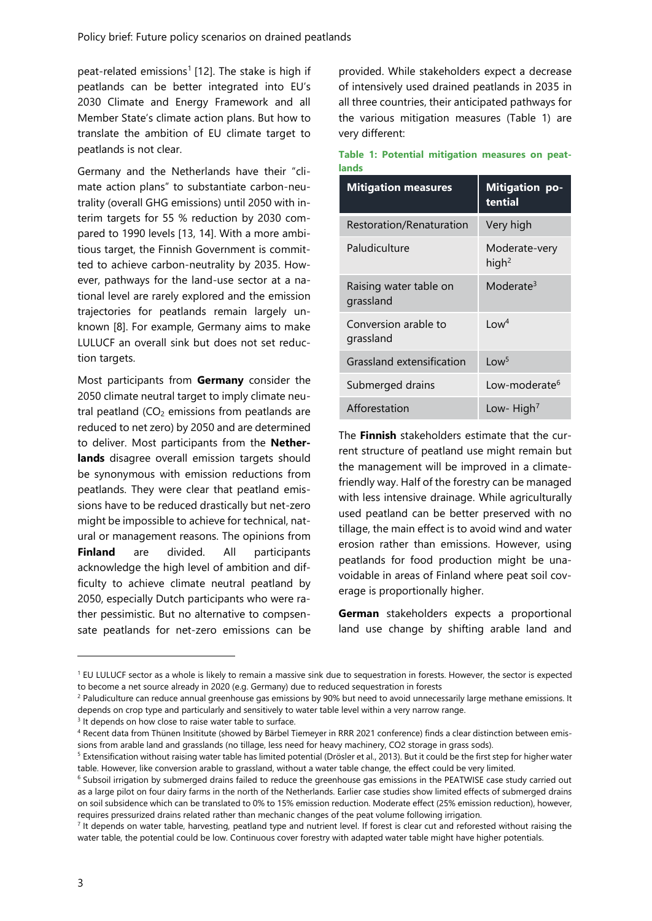peat-related emissions[1] [12]. The stake is high if peatlands can be better integrated into EU's 2030 Climate and Energy Framework and all Member State's climate action plans. But how to translate the ambition of EU climate target to peatlands is not clear.

Germany and the Netherlands have their "climate action plans" to substantiate carbon-neutrality (overall GHG emissions) until 2050 with interim targets for 55 % reduction by 2030 compared to 1990 levels [13, 14]. With a more ambitious target, the Finnish Government is committed to achieve carbon-neutrality by 2035. However, pathways for the land-use sector at a national level are rarely explored and the emission trajectories for peatlands remain largely unknown [8]. For example, Germany aims to make LULUCF an overall sink but does not set reduction targets.

Most participants from **Germany** consider the 2050 climate neutral target to imply climate neutral peatland ($CO_2$ emissions from peatlands are reduced to net zero) by 2050 and are determined to deliver. Most participants from the **Netherlands** disagree overall emission targets should be synonymous with emission reductions from peatlands. They were clear that peatland emissions have to be reduced drastically but net-zero might be impossible to achieve for technical, natural or management reasons. The opinions from **Finland** are divided. All participants acknowledge the high level of ambition and difficulty to achieve climate neutral peatland by 2050, especially Dutch participants who were rather pessimistic. But no alternative to compensate peatlands for net-zero emissions can be provided. While stakeholders expect a decrease of intensively used drained peatlands in 2035 in all three countries, their anticipated pathways for the various mitigation measures (Table 1) are very different:

**Table 1: Potential mitigation measures on peatlands**

| Mitigation measures | Mitigation potential |
|---|---|
| Restoration/Renaturation | Very high |
| Paludiculture | Moderate-very high[2] |
| Raising water table on grassland | Moderate[3] |
| Conversion arable to grassland | Low[4] |
| Grassland extensification | Low[5] |
| Submerged drains | Low-moderate[6] |
| Afforestation | Low- High[7] |

The **Finnish** stakeholders estimate that the current structure of peatland use might remain but the management will be improved in a climate-friendly way. Half of the forestry can be managed with less intensive drainage. While agriculturally used peatland can be better preserved with no tillage, the main effect is to avoid wind and water erosion rather than emissions. However, using peatlands for food production might be unavoidable in areas of Finland where peat soil coverage is proportionally higher.

**German** stakeholders expects a proportional land use change by shifting arable land and

---

[1] EU LULUCF sector as a whole is likely to remain a massive sink due to sequestration in forests. However, the sector is expected to become a net source already in 2020 (e.g. Germany) due to reduced sequestration in forests

[2] Paludiculture can reduce annual greenhouse gas emissions by 90% but need to avoid unnecessarily large methane emissions. It depends on crop type and particularly and sensitively to water table level within a very narrow range.

[3] It depends on how close to raise water table to surface.

[4] Recent data from Thünen Insititute (showed by Bärbel Tiemeyer in RRR 2021 conference) finds a clear distinction between emissions from arable land and grasslands (no tillage, less need for heavy machinery, CO2 storage in grass sods).

[5] Extensification without raising water table has limited potential (Drösler et al., 2013). But it could be the first step for higher water table. However, like conversion arable to grassland, without a water table change, the effect could be very limited.

[6] Subsoil irrigation by submerged drains failed to reduce the greenhouse gas emissions in the PEATWISE case study carried out as a large pilot on four dairy farms in the north of the Netherlands. Earlier case studies show limited effects of submerged drains on soil subsidence which can be translated to 0% to 15% emission reduction. Moderate effect (25% emission reduction), however, requires pressurized drains related rather than mechanic changes of the peat volume following irrigation.

[7] It depends on water table, harvesting, peatland type and nutrient level. If forest is clear cut and reforested without raising the water table, the potential could be low. Continuous cover forestry with adapted water table might have higher potentials.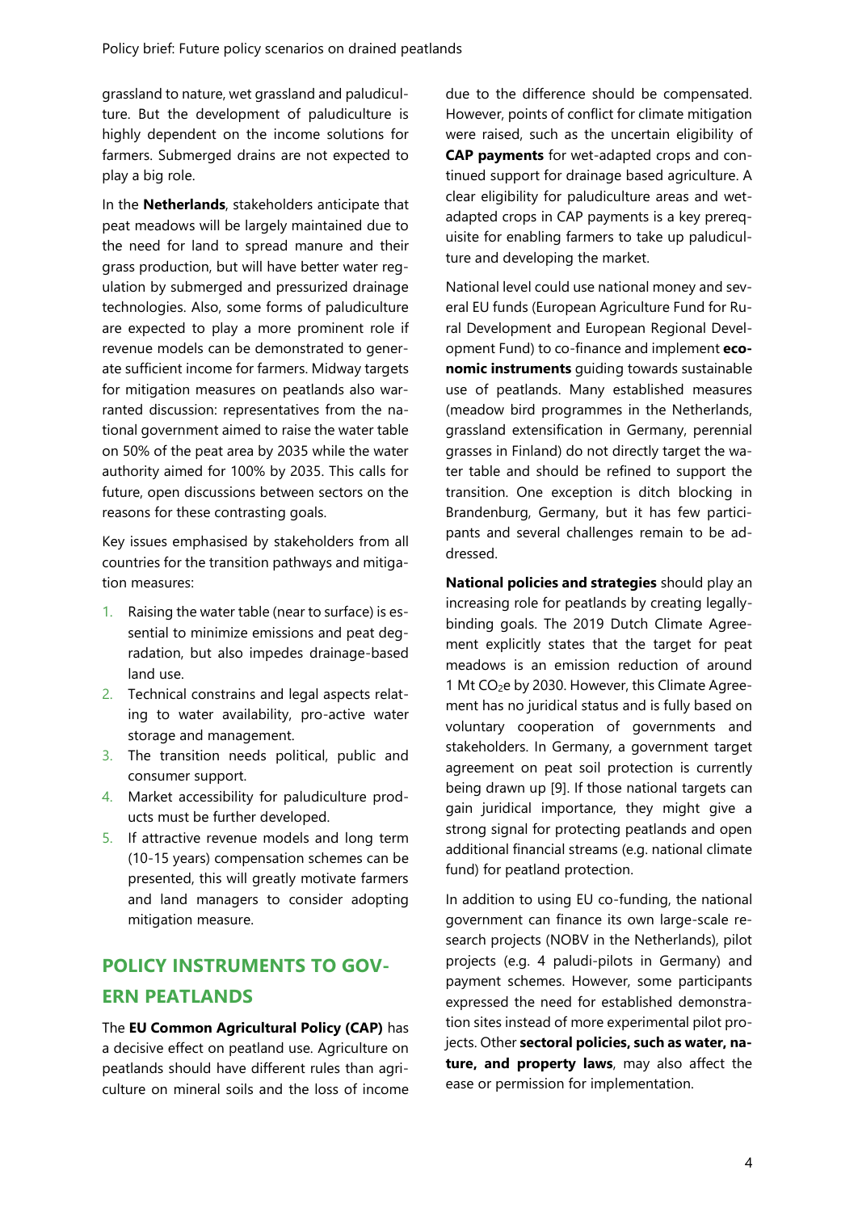grassland to nature, wet grassland and paludiculture. But the development of paludiculture is highly dependent on the income solutions for farmers. Submerged drains are not expected to play a big role.

In the **Netherlands**, stakeholders anticipate that peat meadows will be largely maintained due to the need for land to spread manure and their grass production, but will have better water regulation by submerged and pressurized drainage technologies. Also, some forms of paludiculture are expected to play a more prominent role if revenue models can be demonstrated to generate sufficient income for farmers. Midway targets for mitigation measures on peatlands also warranted discussion: representatives from the national government aimed to raise the water table on 50% of the peat area by 2035 while the water authority aimed for 100% by 2035. This calls for future, open discussions between sectors on the reasons for these contrasting goals.

Key issues emphasised by stakeholders from all countries for the transition pathways and mitigation measures:

1. Raising the water table (near to surface) is essential to minimize emissions and peat degradation, but also impedes drainage-based land use.
2. Technical constrains and legal aspects relating to water availability, pro-active water storage and management.
3. The transition needs political, public and consumer support.
4. Market accessibility for paludiculture products must be further developed.
5. If attractive revenue models and long term (10-15 years) compensation schemes can be presented, this will greatly motivate farmers and land managers to consider adopting mitigation measure.

## POLICY INSTRUMENTS TO GOVERN PEATLANDS

The **EU Common Agricultural Policy (CAP)** has a decisive effect on peatland use. Agriculture on peatlands should have different rules than agriculture on mineral soils and the loss of income due to the difference should be compensated. However, points of conflict for climate mitigation were raised, such as the uncertain eligibility of **CAP payments** for wet-adapted crops and continued support for drainage based agriculture. A clear eligibility for paludiculture areas and wet-adapted crops in CAP payments is a key prerequisite for enabling farmers to take up paludiculture and developing the market.

National level could use national money and several EU funds (European Agriculture Fund for Rural Development and European Regional Development Fund) to co-finance and implement **economic instruments** guiding towards sustainable use of peatlands. Many established measures (meadow bird programmes in the Netherlands, grassland extensification in Germany, perennial grasses in Finland) do not directly target the water table and should be refined to support the transition. One exception is ditch blocking in Brandenburg, Germany, but it has few participants and several challenges remain to be addressed.

**National policies and strategies** should play an increasing role for peatlands by creating legally-binding goals. The 2019 Dutch Climate Agreement explicitly states that the target for peat meadows is an emission reduction of around 1 Mt $CO_2e$ by 2030. However, this Climate Agreement has no juridical status and is fully based on voluntary cooperation of governments and stakeholders. In Germany, a government target agreement on peat soil protection is currently being drawn up [9]. If those national targets can gain juridical importance, they might give a strong signal for protecting peatlands and open additional financial streams (e.g. national climate fund) for peatland protection.

In addition to using EU co-funding, the national government can finance its own large-scale research projects (NOBV in the Netherlands), pilot projects (e.g. 4 paludi-pilots in Germany) and payment schemes. However, some participants expressed the need for established demonstration sites instead of more experimental pilot projects. Other **sectoral policies, such as water, nature, and property laws**, may also affect the ease or permission for implementation.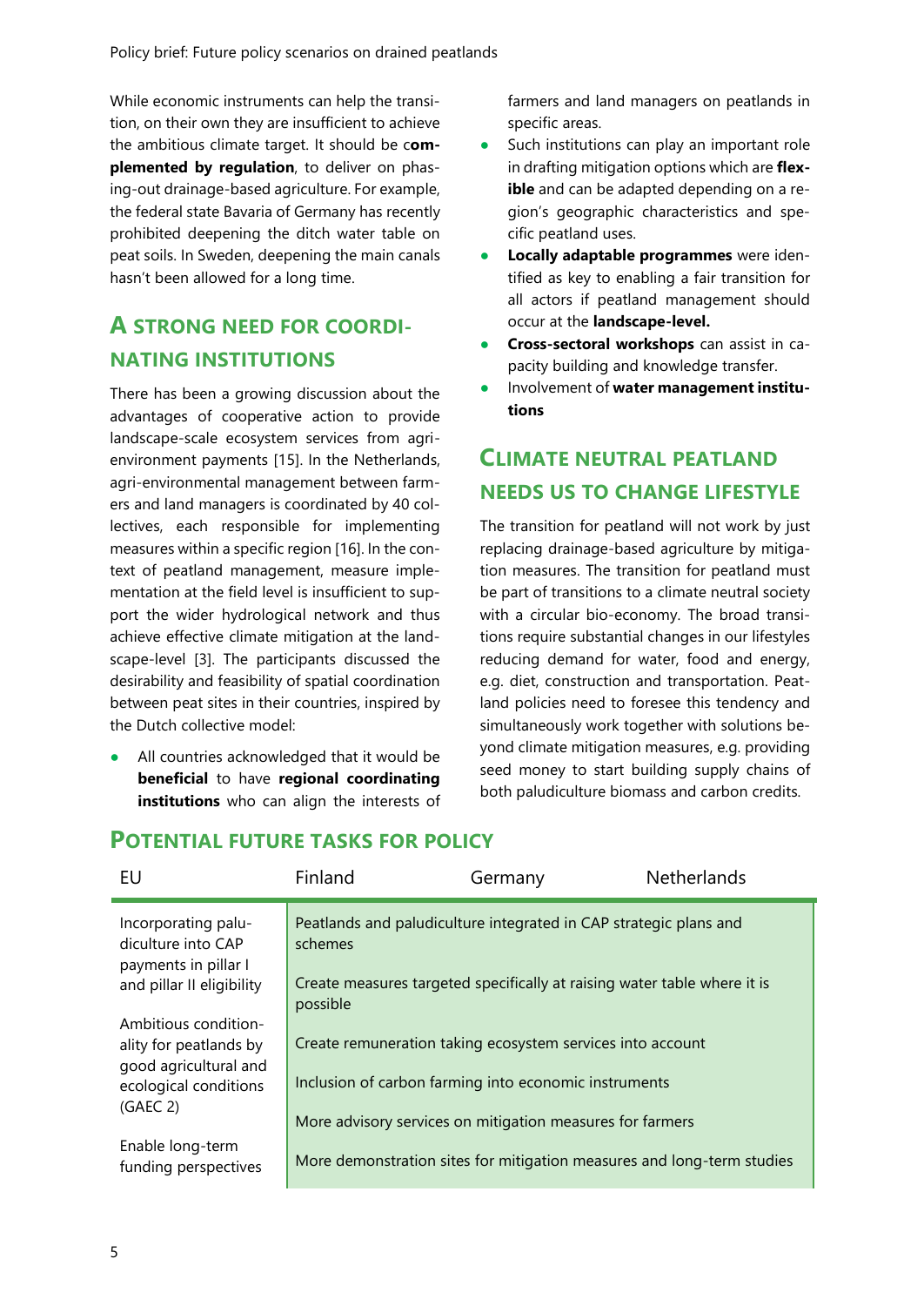While economic instruments can help the transition, on their own they are insufficient to achieve the ambitious climate target. It should be c**omplemented by regulation**, to deliver on phasing-out drainage-based agriculture. For example, the federal state Bavaria of Germany has recently prohibited deepening the ditch water table on peat soils. In Sweden, deepening the main canals hasn't been allowed for a long time.

## A strong need for coordinating institutions

There has been a growing discussion about the advantages of cooperative action to provide landscape-scale ecosystem services from agri-environment payments [15]. In the Netherlands, agri-environmental management between farmers and land managers is coordinated by 40 collectives, each responsible for implementing measures within a specific region [16]. In the context of peatland management, measure implementation at the field level is insufficient to support the wider hydrological network and thus achieve effective climate mitigation at the landscape-level [3]. The participants discussed the desirability and feasibility of spatial coordination between peat sites in their countries, inspired by the Dutch collective model:

- All countries acknowledged that it would be **beneficial** to have **regional coordinating institutions** who can align the interests of farmers and land managers on peatlands in specific areas.
- Such institutions can play an important role in drafting mitigation options which are **flexible** and can be adapted depending on a region's geographic characteristics and specific peatland uses.
- **Locally adaptable programmes** were identified as key to enabling a fair transition for all actors if peatland management should occur at the **landscape-level.**
- **Cross-sectoral workshops** can assist in capacity building and knowledge transfer.
- Involvement of **water management institutions**

## Climate neutral peatland needs us to change lifestyle

The transition for peatland will not work by just replacing drainage-based agriculture by mitigation measures. The transition for peatland must be part of transitions to a climate neutral society with a circular bio-economy. The broad transitions require substantial changes in our lifestyles reducing demand for water, food and energy, e.g. diet, construction and transportation. Peatland policies need to foresee this tendency and simultaneously work together with solutions beyond climate mitigation measures, e.g. providing seed money to start building supply chains of both paludiculture biomass and carbon credits.

## Potential future tasks for policy

| EU | Finland | Germany | Netherlands |
|---|---|---|---|
| Incorporating paludiculture into CAP payments in pillar I and pillar II eligibility | Peatlands and paludiculture integrated in CAP strategic plans and schemes | | |
| | Create measures targeted specifically at raising water table where it is possible | | |
| Ambitious conditionality for peatlands by good agricultural and ecological conditions (GAEC 2) | Create remuneration taking ecosystem services into account | | |
| | Inclusion of carbon farming into economic instruments | | |
| | More advisory services on mitigation measures for farmers | | |
| Enable long-term funding perspectives | More demonstration sites for mitigation measures and long-term studies | | |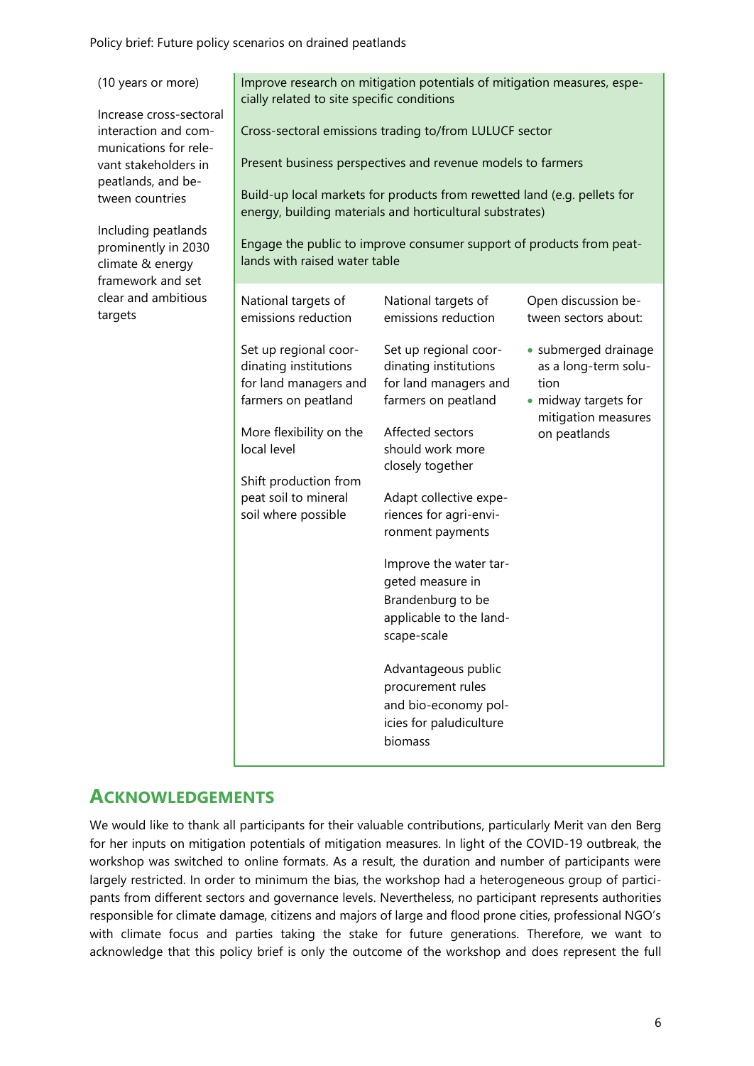| (10 years or more)<br><br>Increase cross-sectoral interaction and communications for relevant stakeholders in peatlands, and between countries<br><br>Including peatlands prominently in 2030 climate & energy framework and set clear and ambitious targets | Improve research on mitigation potentials of mitigation measures, especially related to site specific conditions<br><br>Cross-sectoral emissions trading to/from LULUCF sector<br><br>Present business perspectives and revenue models to farmers<br><br>Build-up local markets for products from rewetted land (e.g. pellets for energy, building materials and horticultural substrates)<br><br>Engage the public to improve consumer support of products from peatlands with raised water table | | |
|---|---|---|---|
| | National targets of emissions reduction<br><br>Set up regional coordinating institutions for land managers and farmers on peatland<br><br>More flexibility on the local level<br><br>Shift production from peat soil to mineral soil where possible | National targets of emissions reduction<br><br>Set up regional coordinating institutions for land managers and farmers on peatland<br><br>Affected sectors should work more closely together<br><br>Adapt collective experiences for agri-environment payments<br><br>Improve the water targeted measure in Brandenburg to be applicable to the landscape-scale<br><br>Advantageous public procurement rules and bio-economy policies for paludiculture biomass | Open discussion between sectors about:<br>• submerged drainage as a long-term solution<br>• midway targets for mitigation measures on peatlands |

## ACKNOWLEDGEMENTS

We would like to thank all participants for their valuable contributions, particularly Merit van den Berg for her inputs on mitigation potentials of mitigation measures. In light of the COVID-19 outbreak, the workshop was switched to online formats. As a result, the duration and number of participants were largely restricted. In order to minimum the bias, the workshop had a heterogeneous group of participants from different sectors and governance levels. Nevertheless, no participant represents authorities responsible for climate damage, citizens and majors of large and flood prone cities, professional NGO's with climate focus and parties taking the stake for future generations. Therefore, we want to acknowledge that this policy brief is only the outcome of the workshop and does represent the full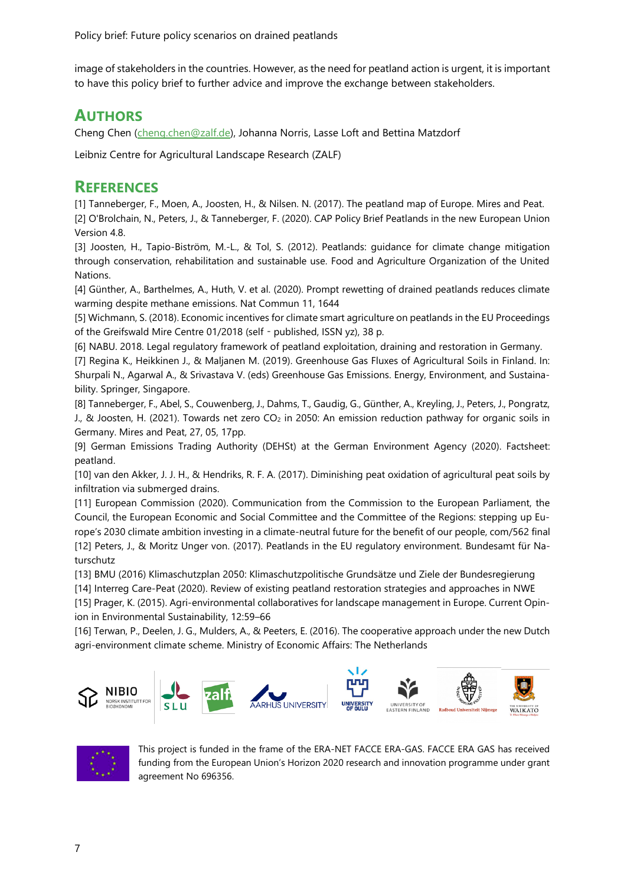image of stakeholders in the countries. However, as the need for peatland action is urgent, it is important to have this policy brief to further advice and improve the exchange between stakeholders.

## AUTHORS

Cheng Chen (cheng.chen@zalf.de), Johanna Norris, Lasse Loft and Bettina Matzdorf

Leibniz Centre for Agricultural Landscape Research (ZALF)

## REFERENCES

[1] Tanneberger, F., Moen, A., Joosten, H., & Nilsen. N. (2017). The peatland map of Europe. Mires and Peat.

[2] O'Brolchain, N., Peters, J., & Tanneberger, F. (2020). CAP Policy Brief Peatlands in the new European Union Version 4.8.

[3] Joosten, H., Tapio-Biström, M.-L., & Tol, S. (2012). Peatlands: guidance for climate change mitigation through conservation, rehabilitation and sustainable use. Food and Agriculture Organization of the United Nations.

[4] Günther, A., Barthelmes, A., Huth, V. et al. (2020). Prompt rewetting of drained peatlands reduces climate warming despite methane emissions. Nat Commun 11, 1644

[5] Wichmann, S. (2018). Economic incentives for climate smart agriculture on peatlands in the EU Proceedings of the Greifswald Mire Centre 01/2018 (self‐published, ISSN yz), 38 p.

[6] NABU. 2018. Legal regulatory framework of peatland exploitation, draining and restoration in Germany.

[7] Regina K., Heikkinen J., & Maljanen M. (2019). Greenhouse Gas Fluxes of Agricultural Soils in Finland. In: Shurpali N., Agarwal A., & Srivastava V. (eds) Greenhouse Gas Emissions. Energy, Environment, and Sustainability. Springer, Singapore.

[8] Tanneberger, F., Abel, S., Couwenberg, J., Dahms, T., Gaudig, G., Günther, A., Kreyling, J., Peters, J., Pongratz, J., & Joosten, H. (2021). Towards net zero $CO_2$ in 2050: An emission reduction pathway for organic soils in Germany. Mires and Peat, 27, 05, 17pp.

[9] German Emissions Trading Authority (DEHSt) at the German Environment Agency (2020). Factsheet: peatland.

[10] van den Akker, J. J. H., & Hendriks, R. F. A. (2017). Diminishing peat oxidation of agricultural peat soils by infiltration via submerged drains.

[11] European Commission (2020). Communication from the Commission to the European Parliament, the Council, the European Economic and Social Committee and the Committee of the Regions: stepping up Europe's 2030 climate ambition investing in a climate-neutral future for the benefit of our people, com/562 final

[12] Peters, J., & Moritz Unger von. (2017). Peatlands in the EU regulatory environment. Bundesamt für Naturschutz

[13] BMU (2016) Klimaschutzplan 2050: Klimaschutzpolitische Grundsätze und Ziele der Bundesregierung

[14] Interreg Care-Peat (2020). Review of existing peatland restoration strategies and approaches in NWE

[15] Prager, K. (2015). Agri-environmental collaboratives for landscape management in Europe. Current Opinion in Environmental Sustainability, 12:59–66

[16] Terwan, P., Deelen, J. G., Mulders, A., & Peeters, E. (2016). The cooperative approach under the new Dutch agri-environment climate scheme. Ministry of Economic Affairs: The Netherlands

This project is funded in the frame of the ERA-NET FACCE ERA-GAS. FACCE ERA GAS has received funding from the European Union's Horizon 2020 research and innovation programme under grant agreement No 696356.